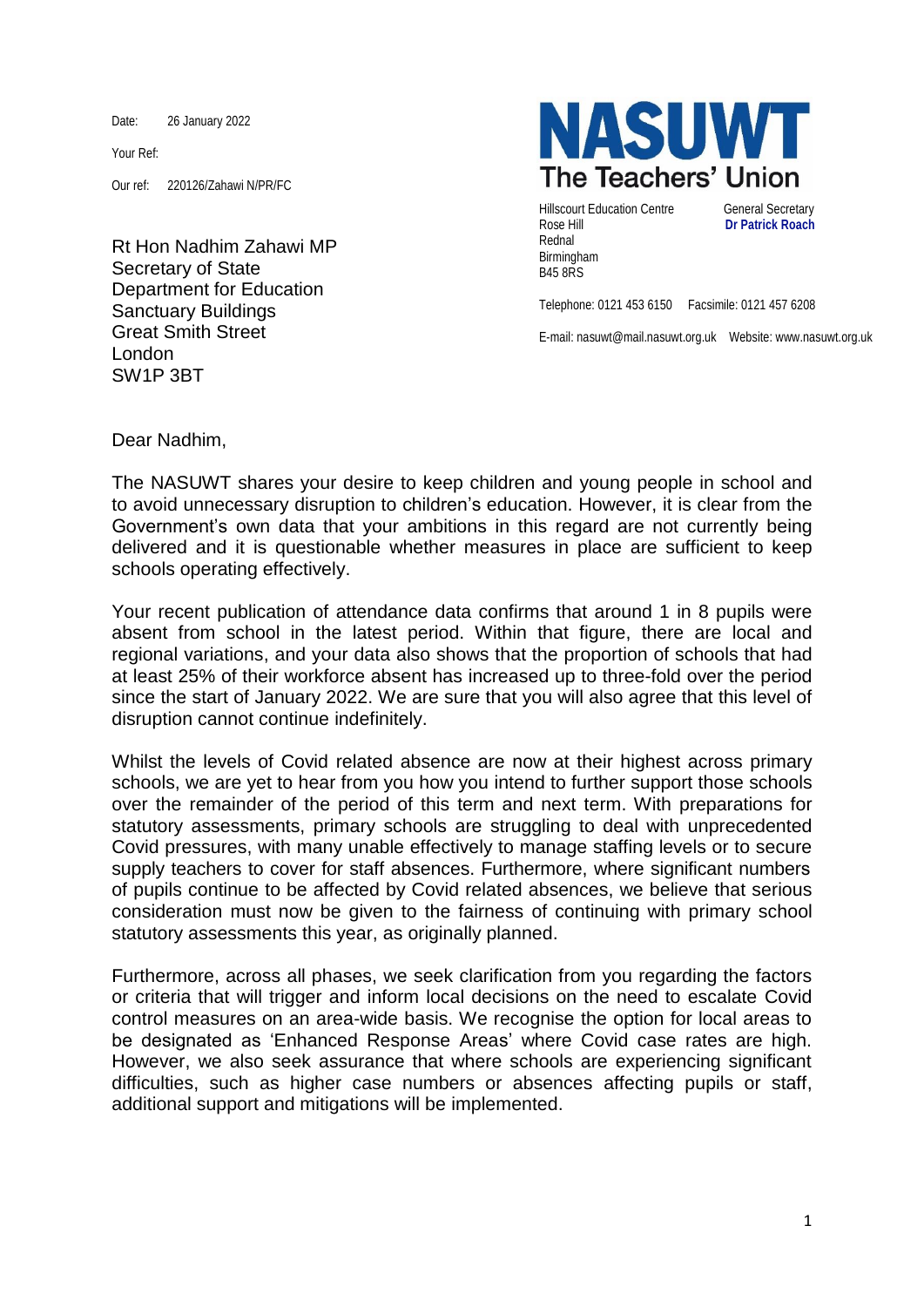Date: 26 January 2022

Your Ref:

Our ref: 220126/Zahawi N/PR/FC

**NASUWT**
**The Teachers' Union**

Hillscourt Education Centre
Rose Hill
Rednal
Birmingham
B45 8RS

General Secretary
**Dr Patrick Roach**

Telephone: 0121 453 6150 Facsimile: 0121 457 6208

E-mail: nasuwt@mail.nasuwt.org.uk Website: www.nasuwt.org.uk

Rt Hon Nadhim Zahawi MP
Secretary of State
Department for Education
Sanctuary Buildings
Great Smith Street
London
SW1P 3BT

Dear Nadhim,

The NASUWT shares your desire to keep children and young people in school and to avoid unnecessary disruption to children's education. However, it is clear from the Government's own data that your ambitions in this regard are not currently being delivered and it is questionable whether measures in place are sufficient to keep schools operating effectively.

Your recent publication of attendance data confirms that around 1 in 8 pupils were absent from school in the latest period. Within that figure, there are local and regional variations, and your data also shows that the proportion of schools that had at least 25% of their workforce absent has increased up to three-fold over the period since the start of January 2022. We are sure that you will also agree that this level of disruption cannot continue indefinitely.

Whilst the levels of Covid related absence are now at their highest across primary schools, we are yet to hear from you how you intend to further support those schools over the remainder of the period of this term and next term. With preparations for statutory assessments, primary schools are struggling to deal with unprecedented Covid pressures, with many unable effectively to manage staffing levels or to secure supply teachers to cover for staff absences. Furthermore, where significant numbers of pupils continue to be affected by Covid related absences, we believe that serious consideration must now be given to the fairness of continuing with primary school statutory assessments this year, as originally planned.

Furthermore, across all phases, we seek clarification from you regarding the factors or criteria that will trigger and inform local decisions on the need to escalate Covid control measures on an area-wide basis. We recognise the option for local areas to be designated as 'Enhanced Response Areas' where Covid case rates are high. However, we also seek assurance that where schools are experiencing significant difficulties, such as higher case numbers or absences affecting pupils or staff, additional support and mitigations will be implemented.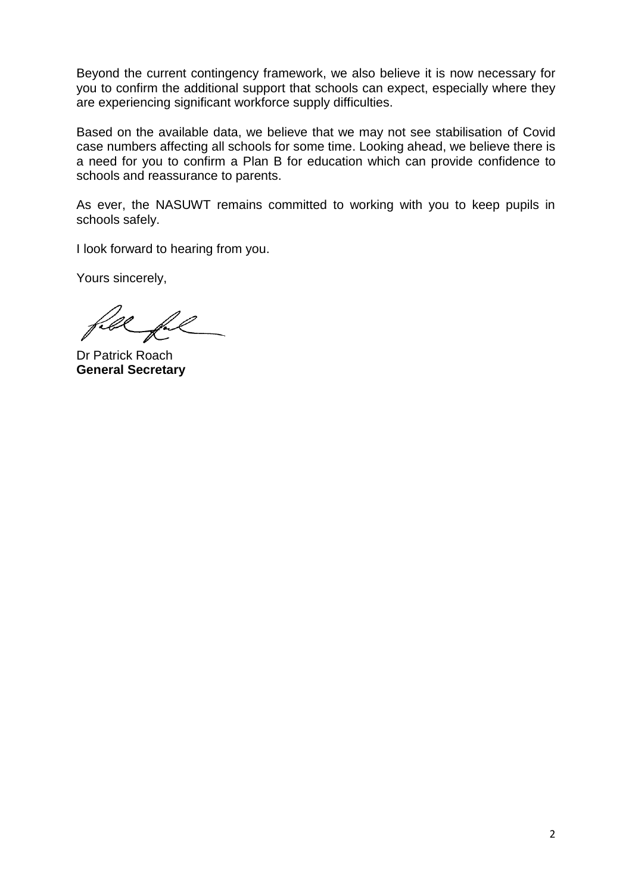Beyond the current contingency framework, we also believe it is now necessary for you to confirm the additional support that schools can expect, especially where they are experiencing significant workforce supply difficulties.

Based on the available data, we believe that we may not see stabilisation of Covid case numbers affecting all schools for some time. Looking ahead, we believe there is a need for you to confirm a Plan B for education which can provide confidence to schools and reassurance to parents.

As ever, the NASUWT remains committed to working with you to keep pupils in schools safely.

I look forward to hearing from you.

Yours sincerely,

Dr Patrick Roach
**General Secretary**